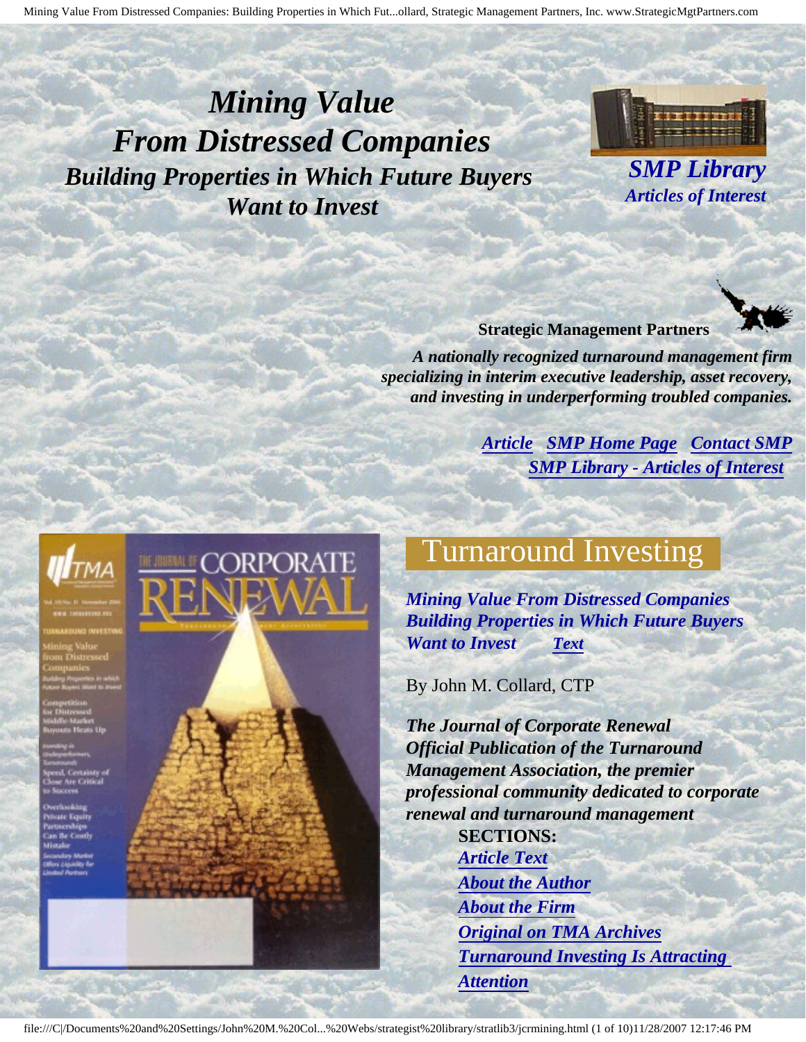# *Mining Value From Distressed Companies*

## *Building Properties in Which Future Buyers Want to Invest*

***SMP Library***
***Articles of Interest***

**Strategic Management Partners**

***A nationally recognized turnaround management firm specializing in interim executive leadership, asset recovery, and investing in underperforming troubled companies.***

***Article*** ***SMP Home Page*** ***Contact SMP***
***SMP Library - Articles of Interest***

## Turnaround Investing

***Mining Value From Distressed Companies Building Properties in Which Future Buyers Want to Invest*** ***Text***

By John M. Collard, CTP

***The Journal of Corporate Renewal Official Publication of the Turnaround Management Association, the premier professional community dedicated to corporate renewal and turnaround management***

**SECTIONS:**

- ***Article Text***
- ***About the Author***
- ***About the Firm***
- ***Original on TMA Archives***
- ***Turnaround Investing Is Attracting Attention***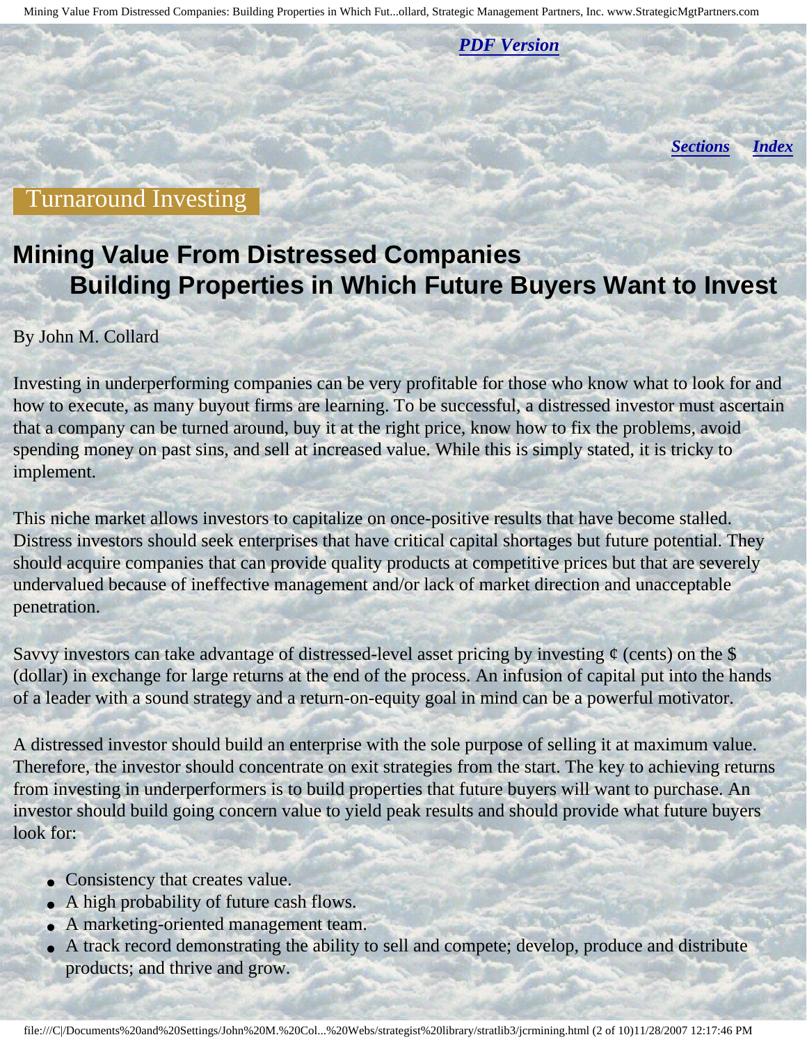*PDF Version*

*Sections* *Index*

Turnaround Investing

# Mining Value From Distressed Companies
## Building Properties in Which Future Buyers Want to Invest

By John M. Collard

Investing in underperforming companies can be very profitable for those who know what to look for and how to execute, as many buyout firms are learning. To be successful, a distressed investor must ascertain that a company can be turned around, buy it at the right price, know how to fix the problems, avoid spending money on past sins, and sell at increased value. While this is simply stated, it is tricky to implement.

This niche market allows investors to capitalize on once-positive results that have become stalled. Distress investors should seek enterprises that have critical capital shortages but future potential. They should acquire companies that can provide quality products at competitive prices but that are severely undervalued because of ineffective management and/or lack of market direction and unacceptable penetration.

Savvy investors can take advantage of distressed-level asset pricing by investing ¢ (cents) on the $ (dollar) in exchange for large returns at the end of the process. An infusion of capital put into the hands of a leader with a sound strategy and a return-on-equity goal in mind can be a powerful motivator.

A distressed investor should build an enterprise with the sole purpose of selling it at maximum value. Therefore, the investor should concentrate on exit strategies from the start. The key to achieving returns from investing in underperformers is to build properties that future buyers will want to purchase. An investor should build going concern value to yield peak results and should provide what future buyers look for:

- Consistency that creates value.
- A high probability of future cash flows.
- A marketing-oriented management team.
- A track record demonstrating the ability to sell and compete; develop, produce and distribute products; and thrive and grow.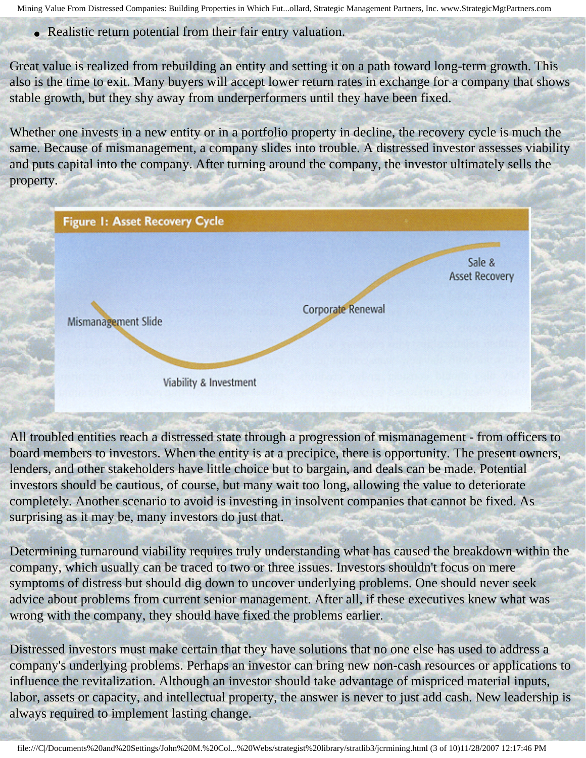- Realistic return potential from their fair entry valuation.

Great value is realized from rebuilding an entity and setting it on a path toward long-term growth. This also is the time to exit. Many buyers will accept lower return rates in exchange for a company that shows stable growth, but they shy away from underperformers until they have been fixed.

Whether one invests in a new entity or in a portfolio property in decline, the recovery cycle is much the same. Because of mismanagement, a company slides into trouble. A distressed investor assesses viability and puts capital into the company. After turning around the company, the investor ultimately sells the property.

**Figure 1: Asset Recovery Cycle**

Mismanagement Slide — Viability & Investment — Corporate Renewal — Sale & Asset Recovery

All troubled entities reach a distressed state through a progression of mismanagement - from officers to board members to investors. When the entity is at a precipice, there is opportunity. The present owners, lenders, and other stakeholders have little choice but to bargain, and deals can be made. Potential investors should be cautious, of course, but many wait too long, allowing the value to deteriorate completely. Another scenario to avoid is investing in insolvent companies that cannot be fixed. As surprising as it may be, many investors do just that.

Determining turnaround viability requires truly understanding what has caused the breakdown within the company, which usually can be traced to two or three issues. Investors shouldn't focus on mere symptoms of distress but should dig down to uncover underlying problems. One should never seek advice about problems from current senior management. After all, if these executives knew what was wrong with the company, they should have fixed the problems earlier.

Distressed investors must make certain that they have solutions that no one else has used to address a company's underlying problems. Perhaps an investor can bring new non-cash resources or applications to influence the revitalization. Although an investor should take advantage of mispriced material inputs, labor, assets or capacity, and intellectual property, the answer is never to just add cash. New leadership is always required to implement lasting change.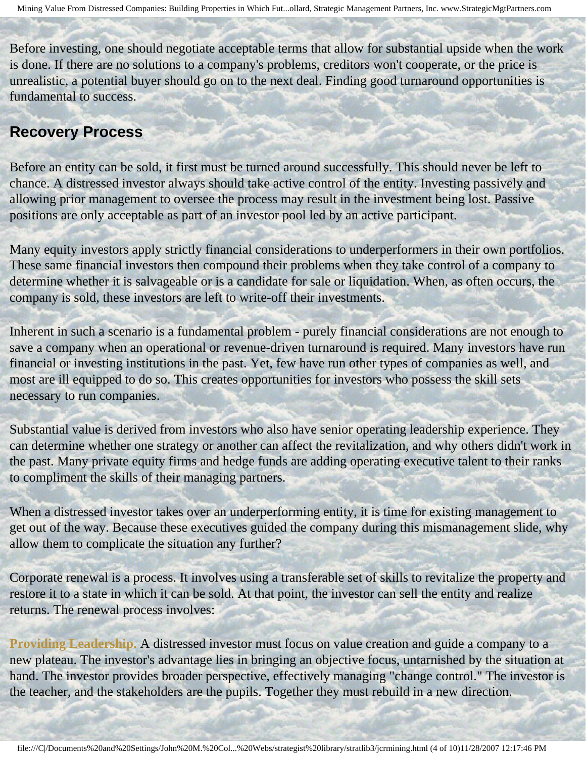Before investing, one should negotiate acceptable terms that allow for substantial upside when the work is done. If there are no solutions to a company's problems, creditors won't cooperate, or the price is unrealistic, a potential buyer should go on to the next deal. Finding good turnaround opportunities is fundamental to success.

## Recovery Process

Before an entity can be sold, it first must be turned around successfully. This should never be left to chance. A distressed investor always should take active control of the entity. Investing passively and allowing prior management to oversee the process may result in the investment being lost. Passive positions are only acceptable as part of an investor pool led by an active participant.

Many equity investors apply strictly financial considerations to underperformers in their own portfolios. These same financial investors then compound their problems when they take control of a company to determine whether it is salvageable or is a candidate for sale or liquidation. When, as often occurs, the company is sold, these investors are left to write-off their investments.

Inherent in such a scenario is a fundamental problem - purely financial considerations are not enough to save a company when an operational or revenue-driven turnaround is required. Many investors have run financial or investing institutions in the past. Yet, few have run other types of companies as well, and most are ill equipped to do so. This creates opportunities for investors who possess the skill sets necessary to run companies.

Substantial value is derived from investors who also have senior operating leadership experience. They can determine whether one strategy or another can affect the revitalization, and why others didn't work in the past. Many private equity firms and hedge funds are adding operating executive talent to their ranks to compliment the skills of their managing partners.

When a distressed investor takes over an underperforming entity, it is time for existing management to get out of the way. Because these executives guided the company during this mismanagement slide, why allow them to complicate the situation any further?

Corporate renewal is a process. It involves using a transferable set of skills to revitalize the property and restore it to a state in which it can be sold. At that point, the investor can sell the entity and realize returns. The renewal process involves:

**Providing Leadership.** A distressed investor must focus on value creation and guide a company to a new plateau. The investor's advantage lies in bringing an objective focus, untarnished by the situation at hand. The investor provides broader perspective, effectively managing "change control." The investor is the teacher, and the stakeholders are the pupils. Together they must rebuild in a new direction.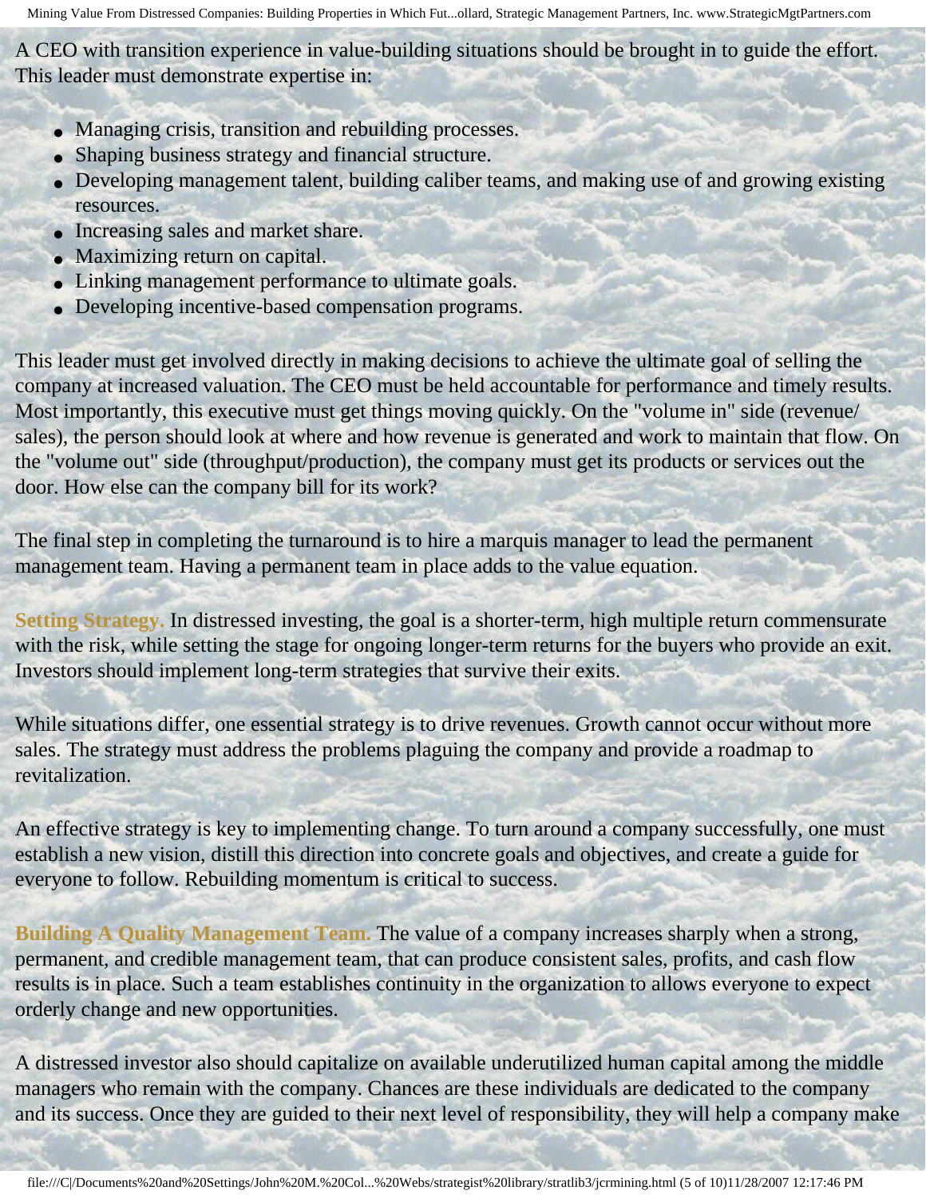A CEO with transition experience in value-building situations should be brought in to guide the effort. This leader must demonstrate expertise in:

- Managing crisis, transition and rebuilding processes.
- Shaping business strategy and financial structure.
- Developing management talent, building caliber teams, and making use of and growing existing resources.
- Increasing sales and market share.
- Maximizing return on capital.
- Linking management performance to ultimate goals.
- Developing incentive-based compensation programs.

This leader must get involved directly in making decisions to achieve the ultimate goal of selling the company at increased valuation. The CEO must be held accountable for performance and timely results. Most importantly, this executive must get things moving quickly. On the "volume in" side (revenue/ sales), the person should look at where and how revenue is generated and work to maintain that flow. On the "volume out" side (throughput/production), the company must get its products or services out the door. How else can the company bill for its work?

The final step in completing the turnaround is to hire a marquis manager to lead the permanent management team. Having a permanent team in place adds to the value equation.

**Setting Strategy.** In distressed investing, the goal is a shorter-term, high multiple return commensurate with the risk, while setting the stage for ongoing longer-term returns for the buyers who provide an exit. Investors should implement long-term strategies that survive their exits.

While situations differ, one essential strategy is to drive revenues. Growth cannot occur without more sales. The strategy must address the problems plaguing the company and provide a roadmap to revitalization.

An effective strategy is key to implementing change. To turn around a company successfully, one must establish a new vision, distill this direction into concrete goals and objectives, and create a guide for everyone to follow. Rebuilding momentum is critical to success.

**Building A Quality Management Team.** The value of a company increases sharply when a strong, permanent, and credible management team, that can produce consistent sales, profits, and cash flow results is in place. Such a team establishes continuity in the organization to allows everyone to expect orderly change and new opportunities.

A distressed investor also should capitalize on available underutilized human capital among the middle managers who remain with the company. Chances are these individuals are dedicated to the company and its success. Once they are guided to their next level of responsibility, they will help a company make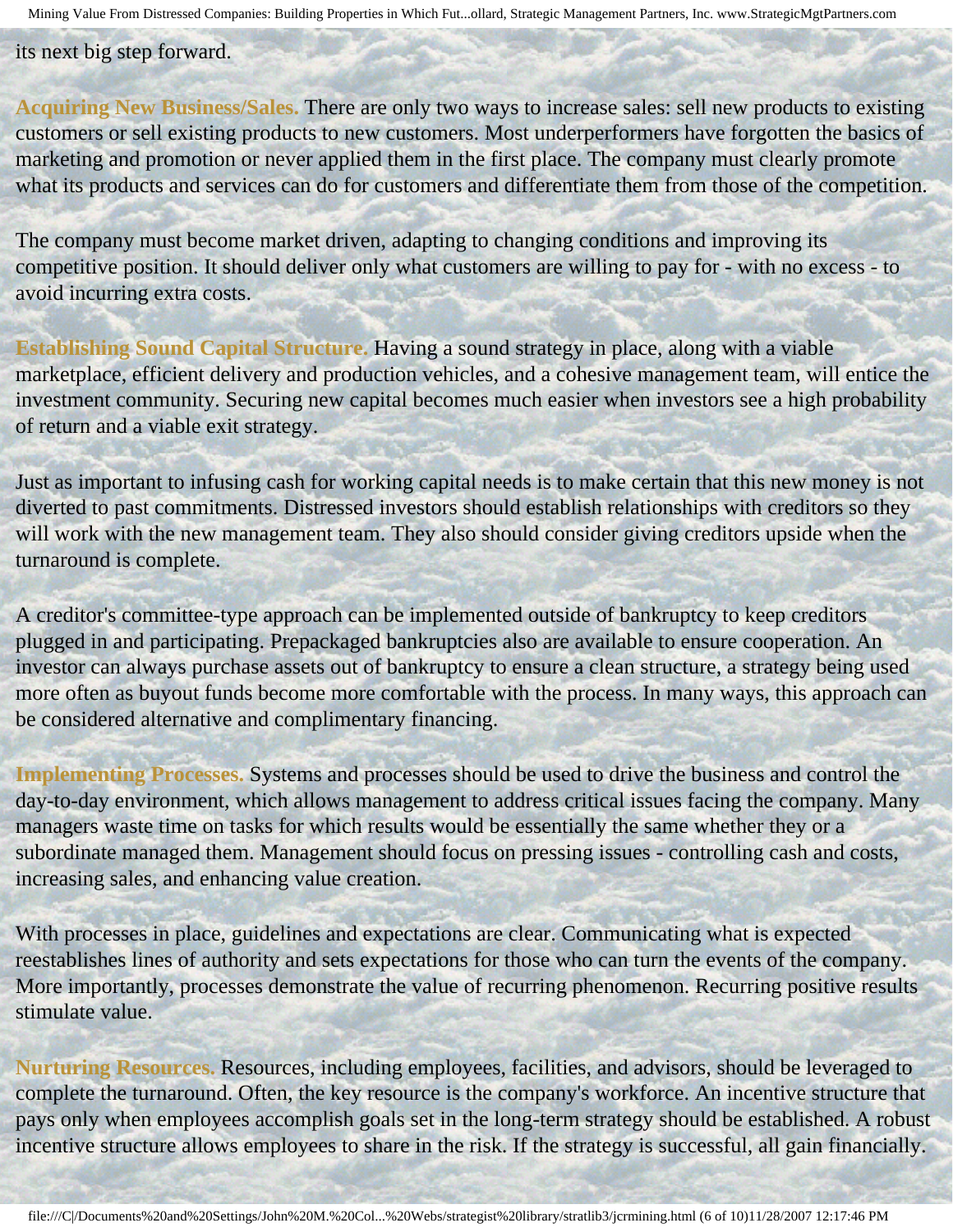its next big step forward.

**Acquiring New Business/Sales.** There are only two ways to increase sales: sell new products to existing customers or sell existing products to new customers. Most underperformers have forgotten the basics of marketing and promotion or never applied them in the first place. The company must clearly promote what its products and services can do for customers and differentiate them from those of the competition.

The company must become market driven, adapting to changing conditions and improving its competitive position. It should deliver only what customers are willing to pay for - with no excess - to avoid incurring extra costs.

**Establishing Sound Capital Structure.** Having a sound strategy in place, along with a viable marketplace, efficient delivery and production vehicles, and a cohesive management team, will entice the investment community. Securing new capital becomes much easier when investors see a high probability of return and a viable exit strategy.

Just as important to infusing cash for working capital needs is to make certain that this new money is not diverted to past commitments. Distressed investors should establish relationships with creditors so they will work with the new management team. They also should consider giving creditors upside when the turnaround is complete.

A creditor's committee-type approach can be implemented outside of bankruptcy to keep creditors plugged in and participating. Prepackaged bankruptcies also are available to ensure cooperation. An investor can always purchase assets out of bankruptcy to ensure a clean structure, a strategy being used more often as buyout funds become more comfortable with the process. In many ways, this approach can be considered alternative and complimentary financing.

**Implementing Processes.** Systems and processes should be used to drive the business and control the day-to-day environment, which allows management to address critical issues facing the company. Many managers waste time on tasks for which results would be essentially the same whether they or a subordinate managed them. Management should focus on pressing issues - controlling cash and costs, increasing sales, and enhancing value creation.

With processes in place, guidelines and expectations are clear. Communicating what is expected reestablishes lines of authority and sets expectations for those who can turn the events of the company. More importantly, processes demonstrate the value of recurring phenomenon. Recurring positive results stimulate value.

**Nurturing Resources.** Resources, including employees, facilities, and advisors, should be leveraged to complete the turnaround. Often, the key resource is the company's workforce. An incentive structure that pays only when employees accomplish goals set in the long-term strategy should be established. A robust incentive structure allows employees to share in the risk. If the strategy is successful, all gain financially.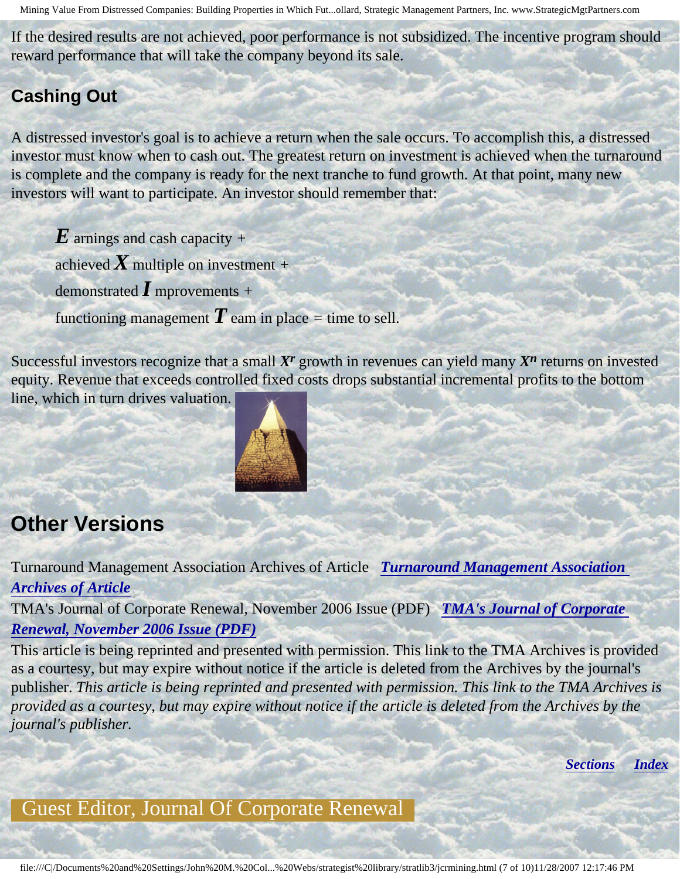If the desired results are not achieved, poor performance is not subsidized. The incentive program should reward performance that will take the company beyond its sale.

## Cashing Out

A distressed investor's goal is to achieve a return when the sale occurs. To accomplish this, a distressed investor must know when to cash out. The greatest return on investment is achieved when the turnaround is complete and the company is ready for the next tranche to fund growth. At that point, many new investors will want to participate. An investor should remember that:

> ***E*** arnings and cash capacity +
> achieved ***X*** multiple on investment +
> demonstrated ***I*** mprovements +
> functioning management ***T*** eam in place = time to sell.

Successful investors recognize that a small $X^r$ growth in revenues can yield many $X^n$ returns on invested equity. Revenue that exceeds controlled fixed costs drops substantial incremental profits to the bottom line, which in turn drives valuation.

## Other Versions

Turnaround Management Association Archives of Article ***Turnaround Management Association Archives of Article***

TMA's Journal of Corporate Renewal, November 2006 Issue (PDF) ***TMA's Journal of Corporate Renewal, November 2006 Issue (PDF)***

This article is being reprinted and presented with permission. This link to the TMA Archives is provided as a courtesy, but may expire without notice if the article is deleted from the Archives by the journal's publisher. *This article is being reprinted and presented with permission. This link to the TMA Archives is provided as a courtesy, but may expire without notice if the article is deleted from the Archives by the journal's publisher.*

***Sections*** ***Index***

Guest Editor, Journal Of Corporate Renewal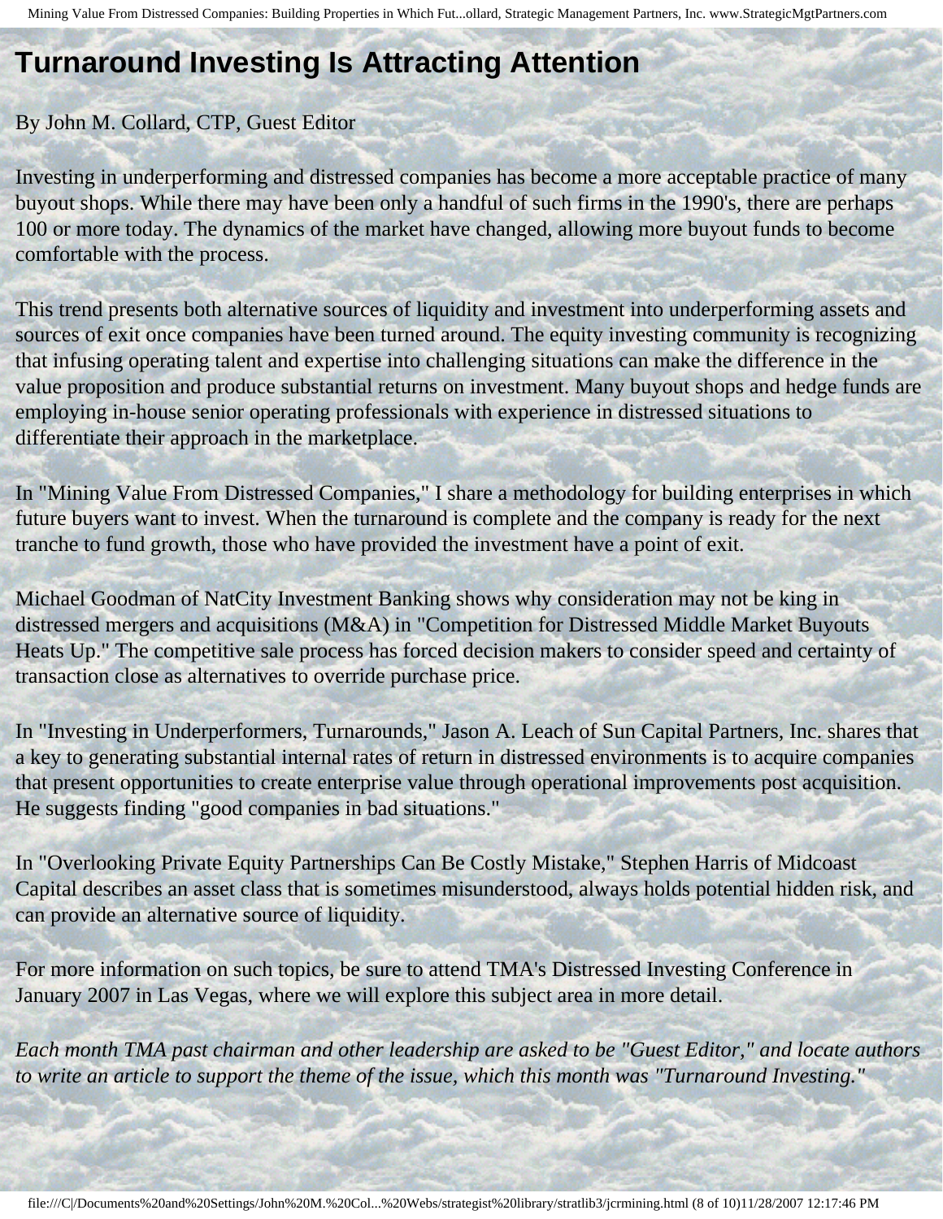# Turnaround Investing Is Attracting Attention

By John M. Collard, CTP, Guest Editor

Investing in underperforming and distressed companies has become a more acceptable practice of many buyout shops. While there may have been only a handful of such firms in the 1990's, there are perhaps 100 or more today. The dynamics of the market have changed, allowing more buyout funds to become comfortable with the process.

This trend presents both alternative sources of liquidity and investment into underperforming assets and sources of exit once companies have been turned around. The equity investing community is recognizing that infusing operating talent and expertise into challenging situations can make the difference in the value proposition and produce substantial returns on investment. Many buyout shops and hedge funds are employing in-house senior operating professionals with experience in distressed situations to differentiate their approach in the marketplace.

In "Mining Value From Distressed Companies," I share a methodology for building enterprises in which future buyers want to invest. When the turnaround is complete and the company is ready for the next tranche to fund growth, those who have provided the investment have a point of exit.

Michael Goodman of NatCity Investment Banking shows why consideration may not be king in distressed mergers and acquisitions (M&A) in "Competition for Distressed Middle Market Buyouts Heats Up." The competitive sale process has forced decision makers to consider speed and certainty of transaction close as alternatives to override purchase price.

In "Investing in Underperformers, Turnarounds," Jason A. Leach of Sun Capital Partners, Inc. shares that a key to generating substantial internal rates of return in distressed environments is to acquire companies that present opportunities to create enterprise value through operational improvements post acquisition. He suggests finding "good companies in bad situations."

In "Overlooking Private Equity Partnerships Can Be Costly Mistake," Stephen Harris of Midcoast Capital describes an asset class that is sometimes misunderstood, always holds potential hidden risk, and can provide an alternative source of liquidity.

For more information on such topics, be sure to attend TMA's Distressed Investing Conference in January 2007 in Las Vegas, where we will explore this subject area in more detail.

*Each month TMA past chairman and other leadership are asked to be "Guest Editor," and locate authors to write an article to support the theme of the issue, which this month was "Turnaround Investing."*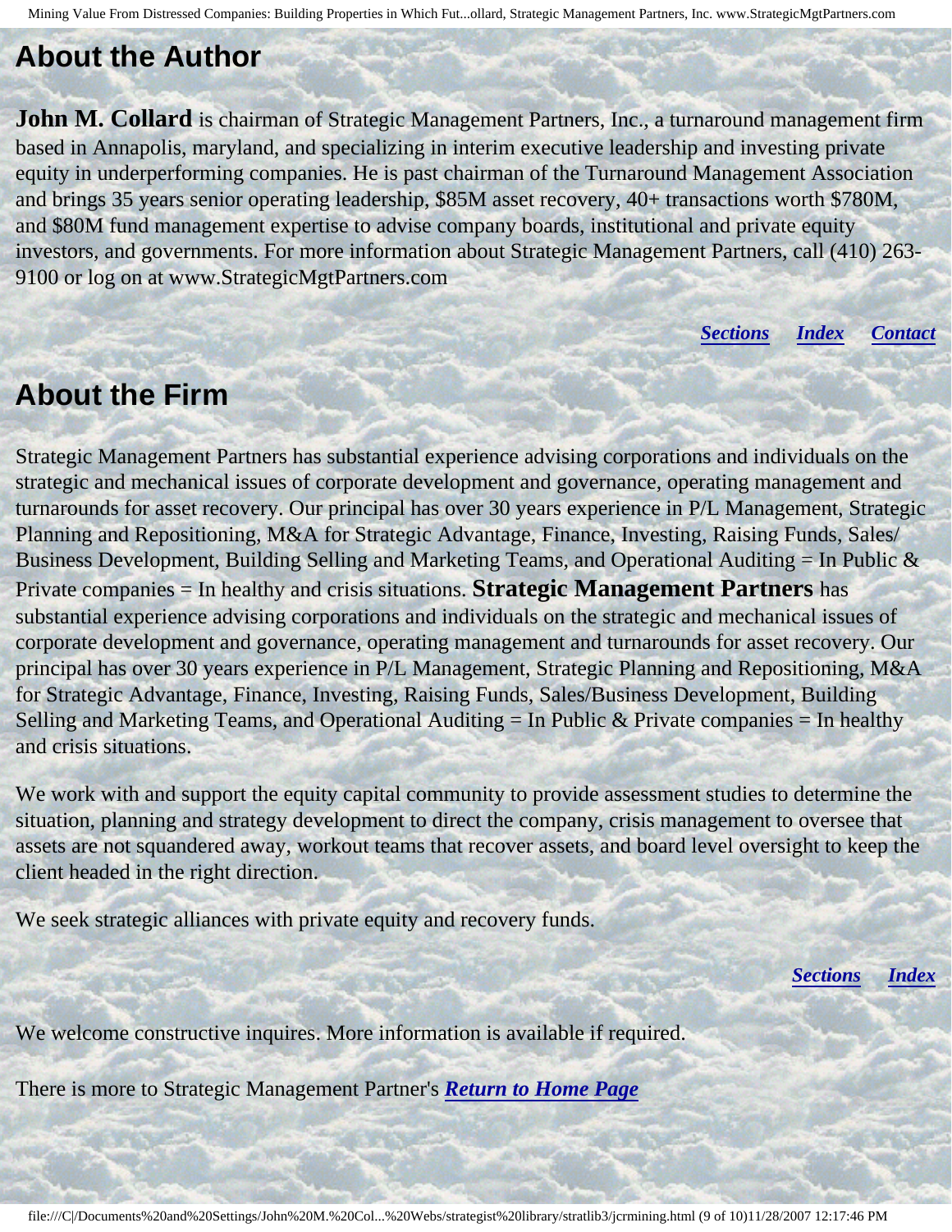## About the Author

**John M. Collard** is chairman of Strategic Management Partners, Inc., a turnaround management firm based in Annapolis, maryland, and specializing in interim executive leadership and investing private equity in underperforming companies. He is past chairman of the Turnaround Management Association and brings 35 years senior operating leadership, $85M asset recovery, 40+ transactions worth $780M, and $80M fund management expertise to advise company boards, institutional and private equity investors, and governments. For more information about Strategic Management Partners, call (410) 263-9100 or log on at www.StrategicMgtPartners.com

***Sections*** ***Index*** ***Contact***

## About the Firm

Strategic Management Partners has substantial experience advising corporations and individuals on the strategic and mechanical issues of corporate development and governance, operating management and turnarounds for asset recovery. Our principal has over 30 years experience in P/L Management, Strategic Planning and Repositioning, M&A for Strategic Advantage, Finance, Investing, Raising Funds, Sales/ Business Development, Building Selling and Marketing Teams, and Operational Auditing = In Public & Private companies = In healthy and crisis situations. **Strategic Management Partners** has substantial experience advising corporations and individuals on the strategic and mechanical issues of corporate development and governance, operating management and turnarounds for asset recovery. Our principal has over 30 years experience in P/L Management, Strategic Planning and Repositioning, M&A for Strategic Advantage, Finance, Investing, Raising Funds, Sales/Business Development, Building Selling and Marketing Teams, and Operational Auditing = In Public & Private companies = In healthy and crisis situations.

We work with and support the equity capital community to provide assessment studies to determine the situation, planning and strategy development to direct the company, crisis management to oversee that assets are not squandered away, workout teams that recover assets, and board level oversight to keep the client headed in the right direction.

We seek strategic alliances with private equity and recovery funds.

***Sections*** ***Index***

We welcome constructive inquires. More information is available if required.

There is more to Strategic Management Partner's ***Return to Home Page***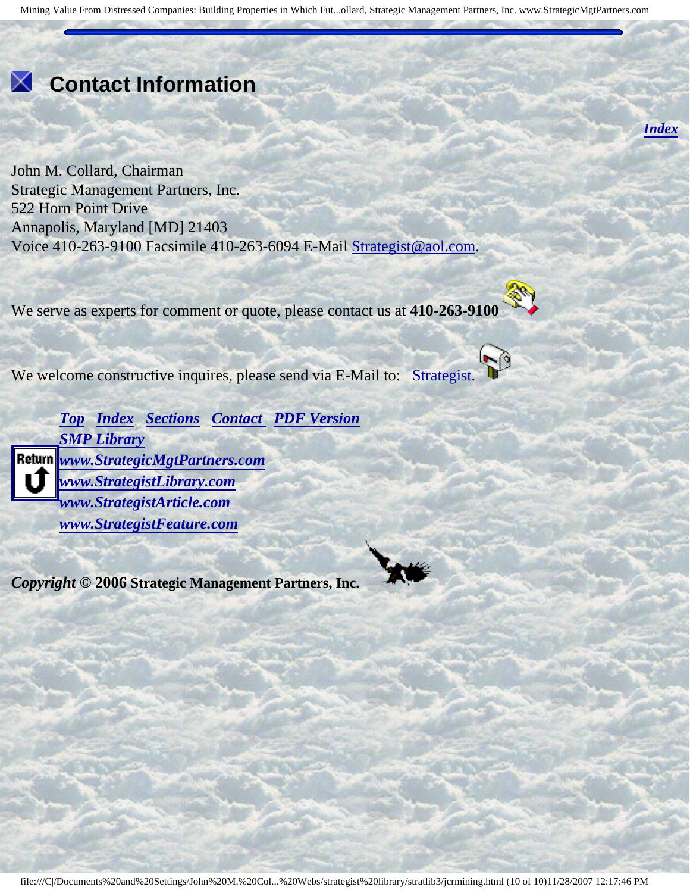## Contact Information

*Index*

John M. Collard, Chairman
Strategic Management Partners, Inc.
522 Horn Point Drive
Annapolis, Maryland [MD] 21403
Voice 410-263-9100 Facsimile 410-263-6094 E-Mail Strategist@aol.com.

We serve as experts for comment or quote, please contact us at **410-263-9100**

We welcome constructive inquires, please send via E-Mail to: Strategist.

***Top*** ***Index*** ***Sections*** ***Contact*** ***PDF Version***
***SMP Library***
***www.StrategicMgtPartners.com***
***www.StrategistLibrary.com***
***www.StrategistArticle.com***
***www.StrategistFeature.com***

***Copyright*** **© 2006 Strategic Management Partners, Inc.**